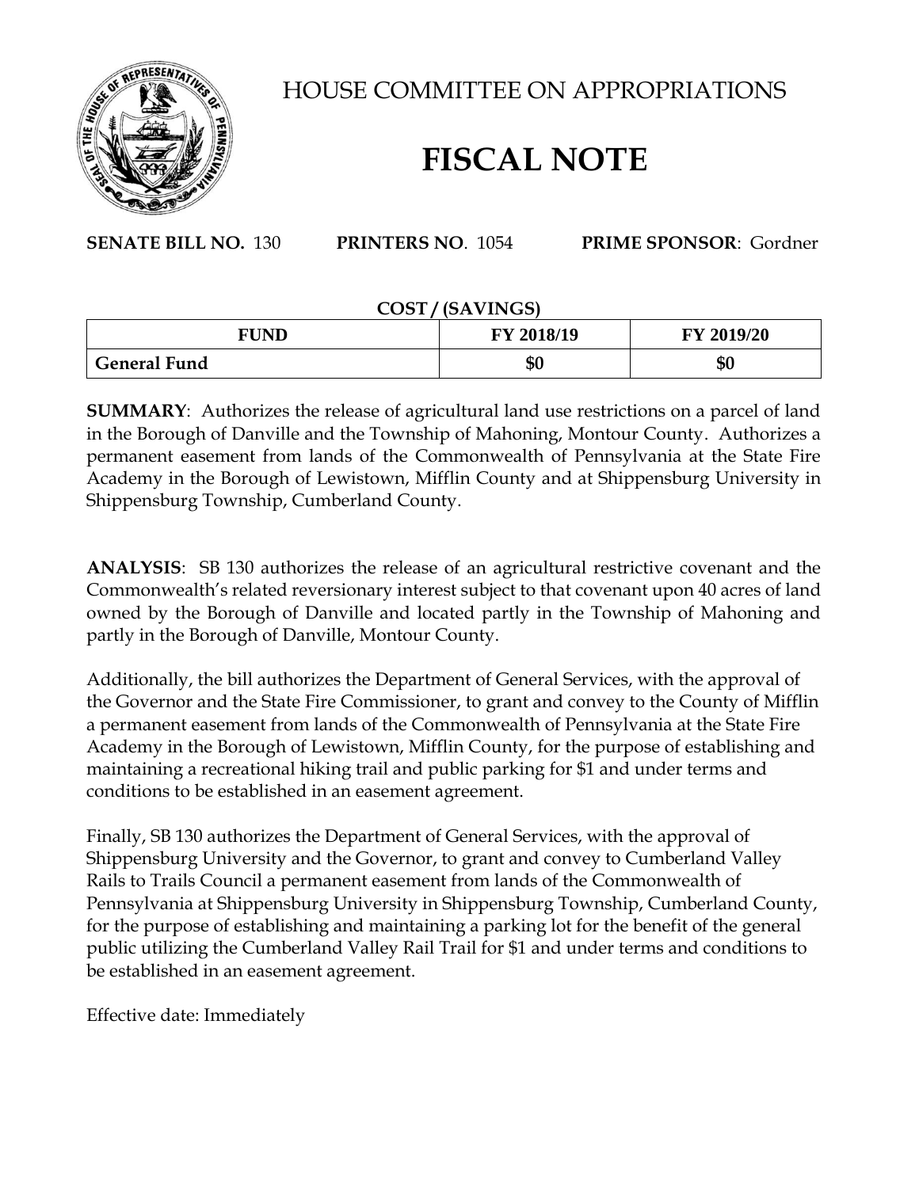# HOUSE COMMITTEE ON APPROPRIATIONS

# FISCAL NOTE

**SENATE BILL NO.** 130 **PRINTERS NO**. 1054 **PRIME SPONSOR**: Gordner

**COST / (SAVINGS)**

| FUND | FY 2018/19 | FY 2019/20 |
|---|---|---|
| General Fund | $0 | $0 |

**SUMMARY**: Authorizes the release of agricultural land use restrictions on a parcel of land in the Borough of Danville and the Township of Mahoning, Montour County. Authorizes a permanent easement from lands of the Commonwealth of Pennsylvania at the State Fire Academy in the Borough of Lewistown, Mifflin County and at Shippensburg University in Shippensburg Township, Cumberland County.

**ANALYSIS**: SB 130 authorizes the release of an agricultural restrictive covenant and the Commonwealth's related reversionary interest subject to that covenant upon 40 acres of land owned by the Borough of Danville and located partly in the Township of Mahoning and partly in the Borough of Danville, Montour County.

Additionally, the bill authorizes the Department of General Services, with the approval of the Governor and the State Fire Commissioner, to grant and convey to the County of Mifflin a permanent easement from lands of the Commonwealth of Pennsylvania at the State Fire Academy in the Borough of Lewistown, Mifflin County, for the purpose of establishing and maintaining a recreational hiking trail and public parking for $1 and under terms and conditions to be established in an easement agreement.

Finally, SB 130 authorizes the Department of General Services, with the approval of Shippensburg University and the Governor, to grant and convey to Cumberland Valley Rails to Trails Council a permanent easement from lands of the Commonwealth of Pennsylvania at Shippensburg University in Shippensburg Township, Cumberland County, for the purpose of establishing and maintaining a parking lot for the benefit of the general public utilizing the Cumberland Valley Rail Trail for $1 and under terms and conditions to be established in an easement agreement.

Effective date: Immediately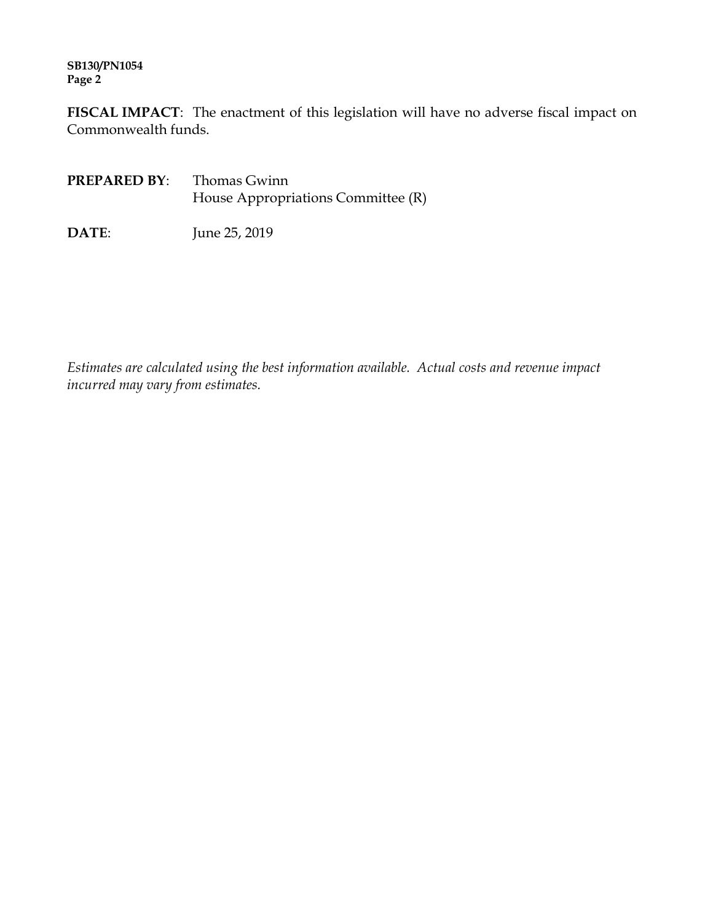**FISCAL IMPACT**: The enactment of this legislation will have no adverse fiscal impact on Commonwealth funds.

**PREPARED BY**: Thomas Gwinn
House Appropriations Committee (R)

**DATE**: June 25, 2019

*Estimates are calculated using the best information available. Actual costs and revenue impact incurred may vary from estimates.*